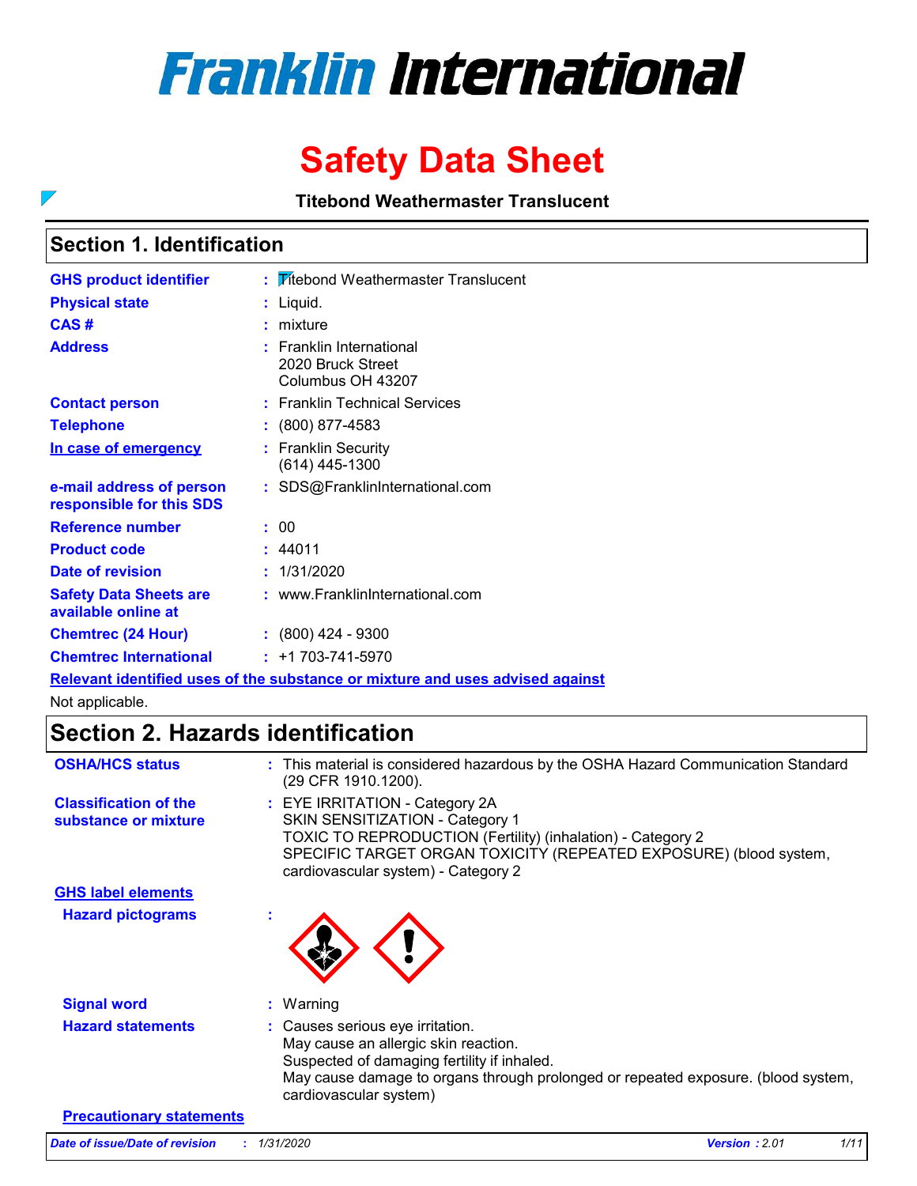# Franklin International

# Safety Data Sheet

**Titebond Weathermaster Translucent**

## Section 1. Identification

| | |
|---|---|
| **GHS product identifier** | : Titebond Weathermaster Translucent |
| **Physical state** | : Liquid. |
| **CAS #** | : mixture |
| **Address** | : Franklin International<br>2020 Bruck Street<br>Columbus OH 43207 |
| **Contact person** | : Franklin Technical Services |
| **Telephone** | : (800) 877-4583 |
| **In case of emergency** | : Franklin Security<br>(614) 445-1300 |
| **e-mail address of person responsible for this SDS** | : SDS@FranklinInternational.com |
| **Reference number** | : 00 |
| **Product code** | : 44011 |
| **Date of revision** | : 1/31/2020 |
| **Safety Data Sheets are available online at** | : www.FranklinInternational.com |
| **Chemtrec (24 Hour)** | : (800) 424 - 9300 |
| **Chemtrec International** | : +1 703-741-5970 |

**Relevant identified uses of the substance or mixture and uses advised against**

Not applicable.

## Section 2. Hazards identification

| | |
|---|---|
| **OSHA/HCS status** | : This material is considered hazardous by the OSHA Hazard Communication Standard (29 CFR 1910.1200). |
| **Classification of the substance or mixture** | : EYE IRRITATION - Category 2A<br>SKIN SENSITIZATION - Category 1<br>TOXIC TO REPRODUCTION (Fertility) (inhalation) - Category 2<br>SPECIFIC TARGET ORGAN TOXICITY (REPEATED EXPOSURE) (blood system, cardiovascular system) - Category 2 |

**GHS label elements**

| | |
|---|---|
| **Hazard pictograms** | : |
| **Signal word** | : Warning |
| **Hazard statements** | : Causes serious eye irritation.<br>May cause an allergic skin reaction.<br>Suspected of damaging fertility if inhaled.<br>May cause damage to organs through prolonged or repeated exposure. (blood system, cardiovascular system) |

**Precautionary statements**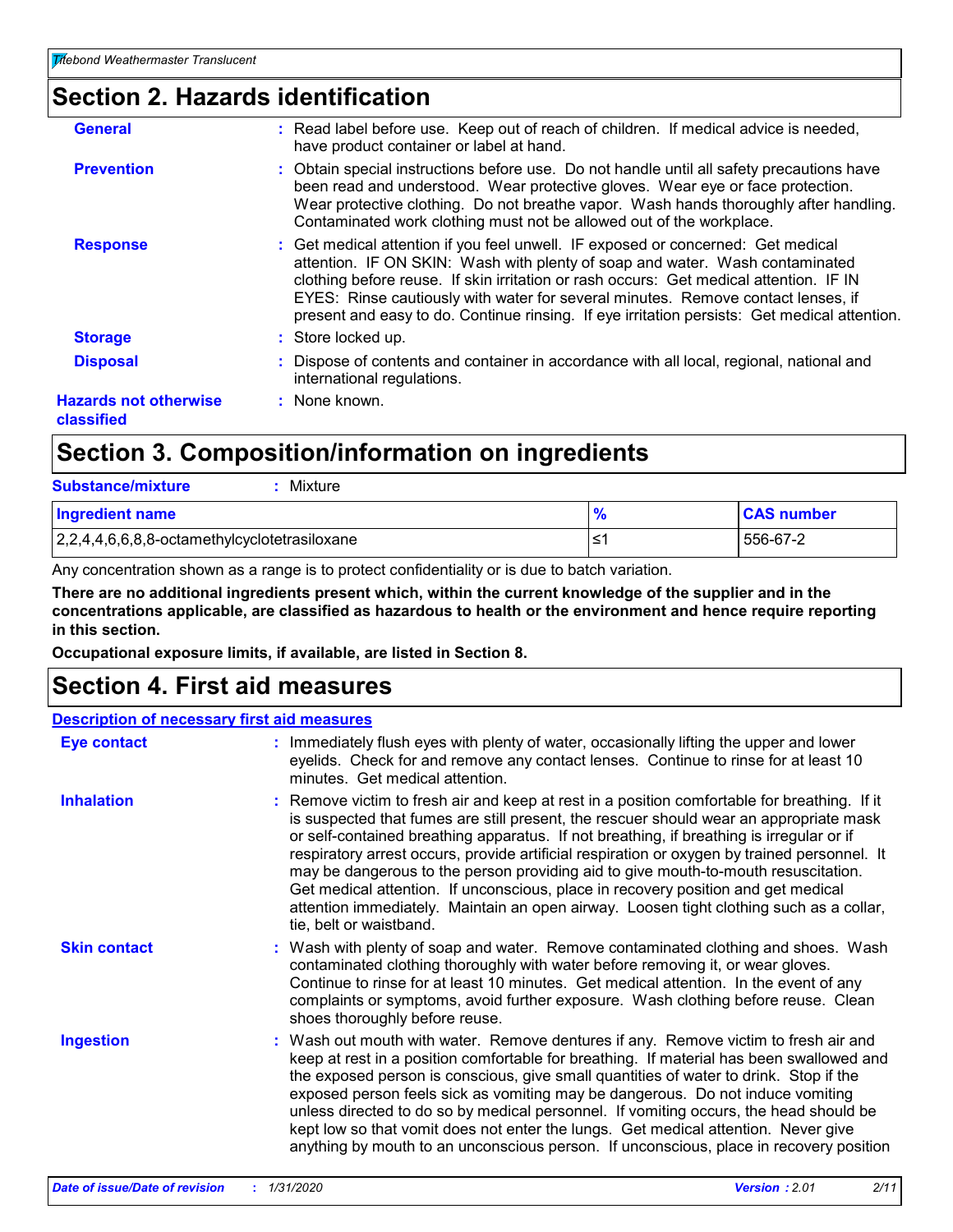## Section 2. Hazards identification

| | |
|---|---|
| **General** | : Read label before use. Keep out of reach of children. If medical advice is needed, have product container or label at hand. |
| **Prevention** | : Obtain special instructions before use. Do not handle until all safety precautions have been read and understood. Wear protective gloves. Wear eye or face protection. Wear protective clothing. Do not breathe vapor. Wash hands thoroughly after handling. Contaminated work clothing must not be allowed out of the workplace. |
| **Response** | : Get medical attention if you feel unwell. IF exposed or concerned: Get medical attention. IF ON SKIN: Wash with plenty of soap and water. Wash contaminated clothing before reuse. If skin irritation or rash occurs: Get medical attention. IF IN EYES: Rinse cautiously with water for several minutes. Remove contact lenses, if present and easy to do. Continue rinsing. If eye irritation persists: Get medical attention. |
| **Storage** | : Store locked up. |
| **Disposal** | : Dispose of contents and container in accordance with all local, regional, national and international regulations. |
| **Hazards not otherwise classified** | : None known. |

## Section 3. Composition/information on ingredients

**Substance/mixture** : Mixture

| Ingredient name | % | CAS number |
|---|---|---|
| 2,2,4,4,6,6,8,8-octamethylcyclotetrasiloxane | ≤1 | 556-67-2 |

Any concentration shown as a range is to protect confidentiality or is due to batch variation.

**There are no additional ingredients present which, within the current knowledge of the supplier and in the concentrations applicable, are classified as hazardous to health or the environment and hence require reporting in this section.**

**Occupational exposure limits, if available, are listed in Section 8.**

## Section 4. First aid measures

**Description of necessary first aid measures**

| | |
|---|---|
| **Eye contact** | : Immediately flush eyes with plenty of water, occasionally lifting the upper and lower eyelids. Check for and remove any contact lenses. Continue to rinse for at least 10 minutes. Get medical attention. |
| **Inhalation** | : Remove victim to fresh air and keep at rest in a position comfortable for breathing. If it is suspected that fumes are still present, the rescuer should wear an appropriate mask or self-contained breathing apparatus. If not breathing, if breathing is irregular or if respiratory arrest occurs, provide artificial respiration or oxygen by trained personnel. It may be dangerous to the person providing aid to give mouth-to-mouth resuscitation. Get medical attention. If unconscious, place in recovery position and get medical attention immediately. Maintain an open airway. Loosen tight clothing such as a collar, tie, belt or waistband. |
| **Skin contact** | : Wash with plenty of soap and water. Remove contaminated clothing and shoes. Wash contaminated clothing thoroughly with water before removing it, or wear gloves. Continue to rinse for at least 10 minutes. Get medical attention. In the event of any complaints or symptoms, avoid further exposure. Wash clothing before reuse. Clean shoes thoroughly before reuse. |
| **Ingestion** | : Wash out mouth with water. Remove dentures if any. Remove victim to fresh air and keep at rest in a position comfortable for breathing. If material has been swallowed and the exposed person is conscious, give small quantities of water to drink. Stop if the exposed person feels sick as vomiting may be dangerous. Do not induce vomiting unless directed to do so by medical personnel. If vomiting occurs, the head should be kept low so that vomit does not enter the lungs. Get medical attention. Never give anything by mouth to an unconscious person. If unconscious, place in recovery position |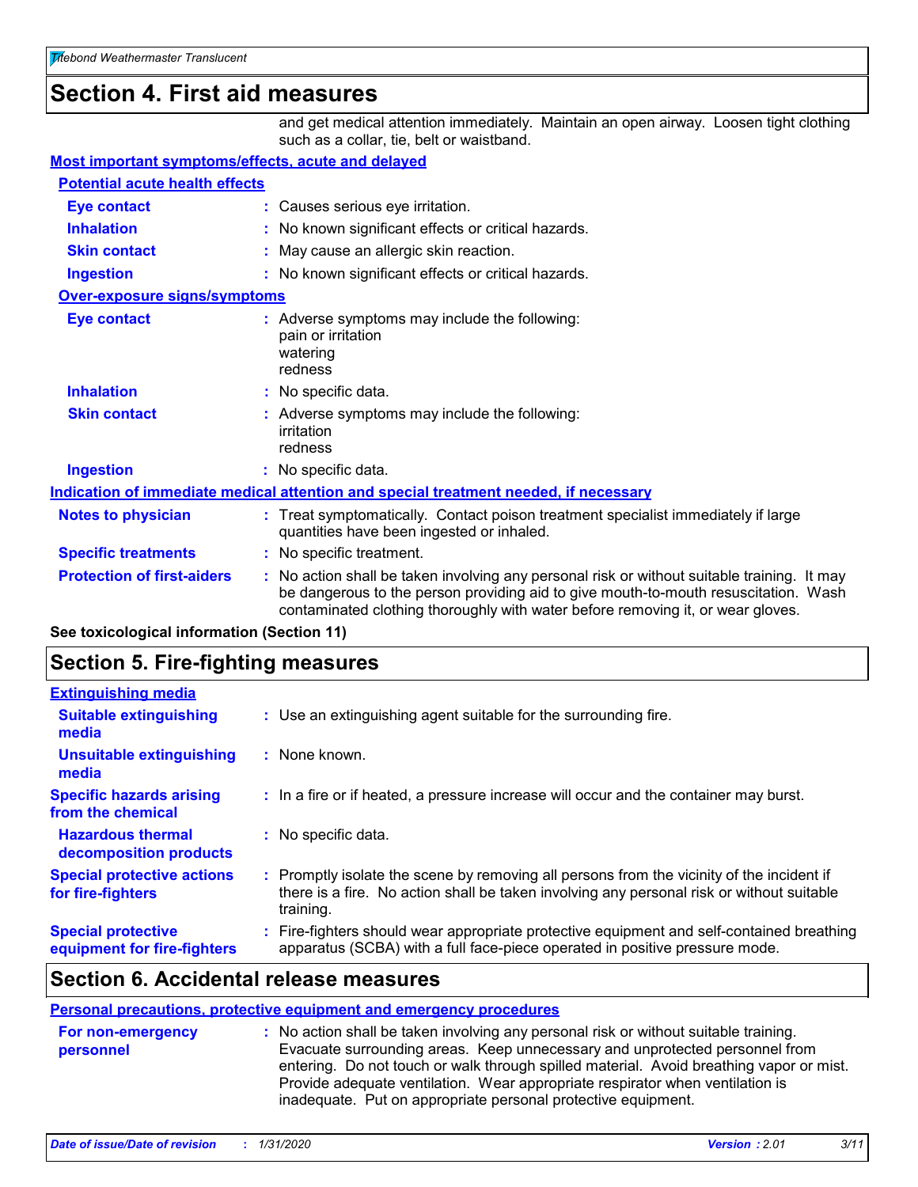# Section 4. First aid measures

and get medical attention immediately. Maintain an open airway. Loosen tight clothing such as a collar, tie, belt or waistband.

**Most important symptoms/effects, acute and delayed**

**Potential acute health effects**

**Eye contact** : Causes serious eye irritation.

**Inhalation** : No known significant effects or critical hazards.

**Skin contact** : May cause an allergic skin reaction.

**Ingestion** : No known significant effects or critical hazards.

**Over-exposure signs/symptoms**

**Eye contact** : Adverse symptoms may include the following:
pain or irritation
watering
redness

**Inhalation** : No specific data.

**Skin contact** : Adverse symptoms may include the following:
irritation
redness

**Ingestion** : No specific data.

**Indication of immediate medical attention and special treatment needed, if necessary**

**Notes to physician** : Treat symptomatically. Contact poison treatment specialist immediately if large quantities have been ingested or inhaled.

**Specific treatments** : No specific treatment.

**Protection of first-aiders** : No action shall be taken involving any personal risk or without suitable training. It may be dangerous to the person providing aid to give mouth-to-mouth resuscitation. Wash contaminated clothing thoroughly with water before removing it, or wear gloves.

**See toxicological information (Section 11)**

# Section 5. Fire-fighting measures

**Extinguishing media**

**Suitable extinguishing media** : Use an extinguishing agent suitable for the surrounding fire.

**Unsuitable extinguishing media** : None known.

**Specific hazards arising from the chemical** : In a fire or if heated, a pressure increase will occur and the container may burst.

**Hazardous thermal decomposition products** : No specific data.

**Special protective actions for fire-fighters** : Promptly isolate the scene by removing all persons from the vicinity of the incident if there is a fire. No action shall be taken involving any personal risk or without suitable training.

**Special protective equipment for fire-fighters** : Fire-fighters should wear appropriate protective equipment and self-contained breathing apparatus (SCBA) with a full face-piece operated in positive pressure mode.

# Section 6. Accidental release measures

**Personal precautions, protective equipment and emergency procedures**

**For non-emergency personnel** : No action shall be taken involving any personal risk or without suitable training. Evacuate surrounding areas. Keep unnecessary and unprotected personnel from entering. Do not touch or walk through spilled material. Avoid breathing vapor or mist. Provide adequate ventilation. Wear appropriate respirator when ventilation is inadequate. Put on appropriate personal protective equipment.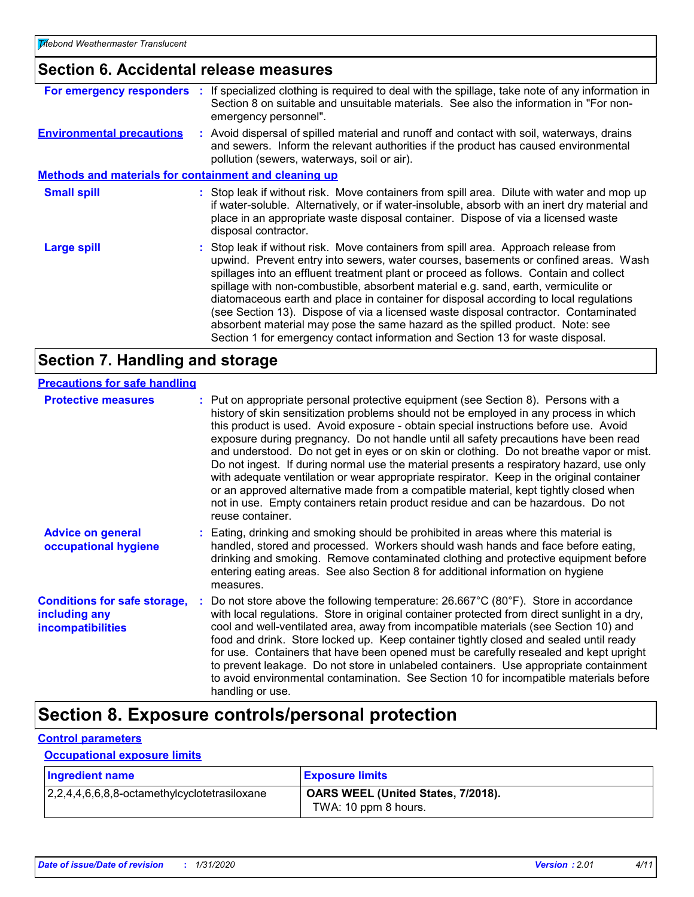## Section 6. Accidental release measures

**For emergency responders** : If specialized clothing is required to deal with the spillage, take note of any information in Section 8 on suitable and unsuitable materials. See also the information in "For non-emergency personnel".

**Environmental precautions** : Avoid dispersal of spilled material and runoff and contact with soil, waterways, drains and sewers. Inform the relevant authorities if the product has caused environmental pollution (sewers, waterways, soil or air).

### Methods and materials for containment and cleaning up

**Small spill** : Stop leak if without risk. Move containers from spill area. Dilute with water and mop up if water-soluble. Alternatively, or if water-insoluble, absorb with an inert dry material and place in an appropriate waste disposal container. Dispose of via a licensed waste disposal contractor.

**Large spill** : Stop leak if without risk. Move containers from spill area. Approach release from upwind. Prevent entry into sewers, water courses, basements or confined areas. Wash spillages into an effluent treatment plant or proceed as follows. Contain and collect spillage with non-combustible, absorbent material e.g. sand, earth, vermiculite or diatomaceous earth and place in container for disposal according to local regulations (see Section 13). Dispose of via a licensed waste disposal contractor. Contaminated absorbent material may pose the same hazard as the spilled product. Note: see Section 1 for emergency contact information and Section 13 for waste disposal.

## Section 7. Handling and storage

### Precautions for safe handling

**Protective measures** : Put on appropriate personal protective equipment (see Section 8). Persons with a history of skin sensitization problems should not be employed in any process in which this product is used. Avoid exposure - obtain special instructions before use. Avoid exposure during pregnancy. Do not handle until all safety precautions have been read and understood. Do not get in eyes or on skin or clothing. Do not breathe vapor or mist. Do not ingest. If during normal use the material presents a respiratory hazard, use only with adequate ventilation or wear appropriate respirator. Keep in the original container or an approved alternative made from a compatible material, kept tightly closed when not in use. Empty containers retain product residue and can be hazardous. Do not reuse container.

**Advice on general occupational hygiene** : Eating, drinking and smoking should be prohibited in areas where this material is handled, stored and processed. Workers should wash hands and face before eating, drinking and smoking. Remove contaminated clothing and protective equipment before entering eating areas. See also Section 8 for additional information on hygiene measures.

**Conditions for safe storage, including any incompatibilities** : Do not store above the following temperature: 26.667°C (80°F). Store in accordance with local regulations. Store in original container protected from direct sunlight in a dry, cool and well-ventilated area, away from incompatible materials (see Section 10) and food and drink. Store locked up. Keep container tightly closed and sealed until ready for use. Containers that have been opened must be carefully resealed and kept upright to prevent leakage. Do not store in unlabeled containers. Use appropriate containment to avoid environmental contamination. See Section 10 for incompatible materials before handling or use.

## Section 8. Exposure controls/personal protection

### Control parameters

#### Occupational exposure limits

| Ingredient name | Exposure limits |
|---|---|
| 2,2,4,4,6,6,8,8-octamethylcyclotetrasiloxane | **OARS WEEL (United States, 7/2018).** TWA: 10 ppm 8 hours. |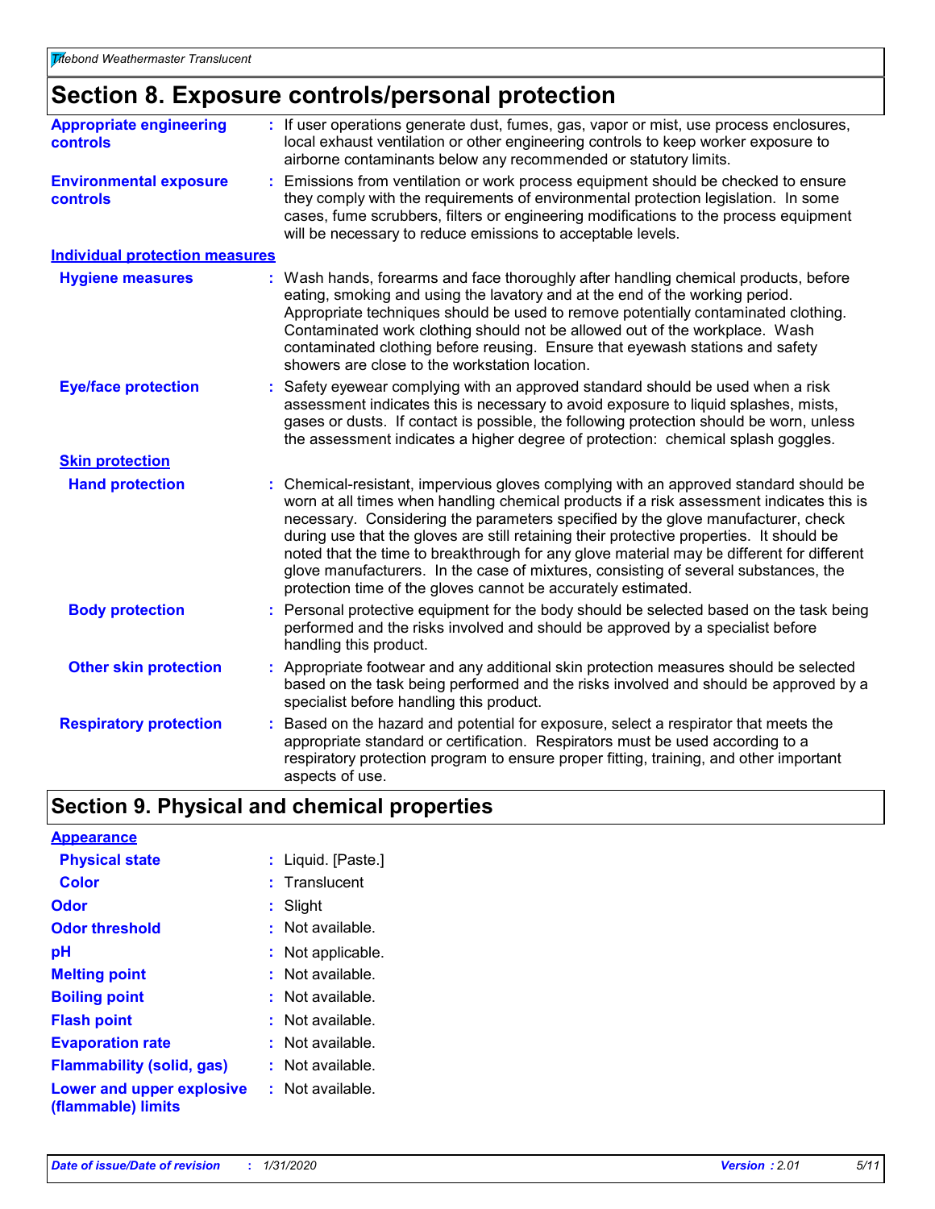## Section 8. Exposure controls/personal protection

**Appropriate engineering controls** : If user operations generate dust, fumes, gas, vapor or mist, use process enclosures, local exhaust ventilation or other engineering controls to keep worker exposure to airborne contaminants below any recommended or statutory limits.

**Environmental exposure controls** : Emissions from ventilation or work process equipment should be checked to ensure they comply with the requirements of environmental protection legislation. In some cases, fume scrubbers, filters or engineering modifications to the process equipment will be necessary to reduce emissions to acceptable levels.

**Individual protection measures**

**Hygiene measures** : Wash hands, forearms and face thoroughly after handling chemical products, before eating, smoking and using the lavatory and at the end of the working period. Appropriate techniques should be used to remove potentially contaminated clothing. Contaminated work clothing should not be allowed out of the workplace. Wash contaminated clothing before reusing. Ensure that eyewash stations and safety showers are close to the workstation location.

**Eye/face protection** : Safety eyewear complying with an approved standard should be used when a risk assessment indicates this is necessary to avoid exposure to liquid splashes, mists, gases or dusts. If contact is possible, the following protection should be worn, unless the assessment indicates a higher degree of protection: chemical splash goggles.

**Skin protection**

**Hand protection** : Chemical-resistant, impervious gloves complying with an approved standard should be worn at all times when handling chemical products if a risk assessment indicates this is necessary. Considering the parameters specified by the glove manufacturer, check during use that the gloves are still retaining their protective properties. It should be noted that the time to breakthrough for any glove material may be different for different glove manufacturers. In the case of mixtures, consisting of several substances, the protection time of the gloves cannot be accurately estimated.

**Body protection** : Personal protective equipment for the body should be selected based on the task being performed and the risks involved and should be approved by a specialist before handling this product.

**Other skin protection** : Appropriate footwear and any additional skin protection measures should be selected based on the task being performed and the risks involved and should be approved by a specialist before handling this product.

**Respiratory protection** : Based on the hazard and potential for exposure, select a respirator that meets the appropriate standard or certification. Respirators must be used according to a respiratory protection program to ensure proper fitting, training, and other important aspects of use.

## Section 9. Physical and chemical properties

**Appearance**

**Physical state** : Liquid. [Paste.]

**Color** : Translucent

**Odor** : Slight

**Odor threshold** : Not available.

**pH** : Not applicable.

**Melting point** : Not available.

**Boiling point** : Not available.

**Flash point** : Not available.

**Evaporation rate** : Not available.

**Flammability (solid, gas)** : Not available.

**Lower and upper explosive (flammable) limits** : Not available.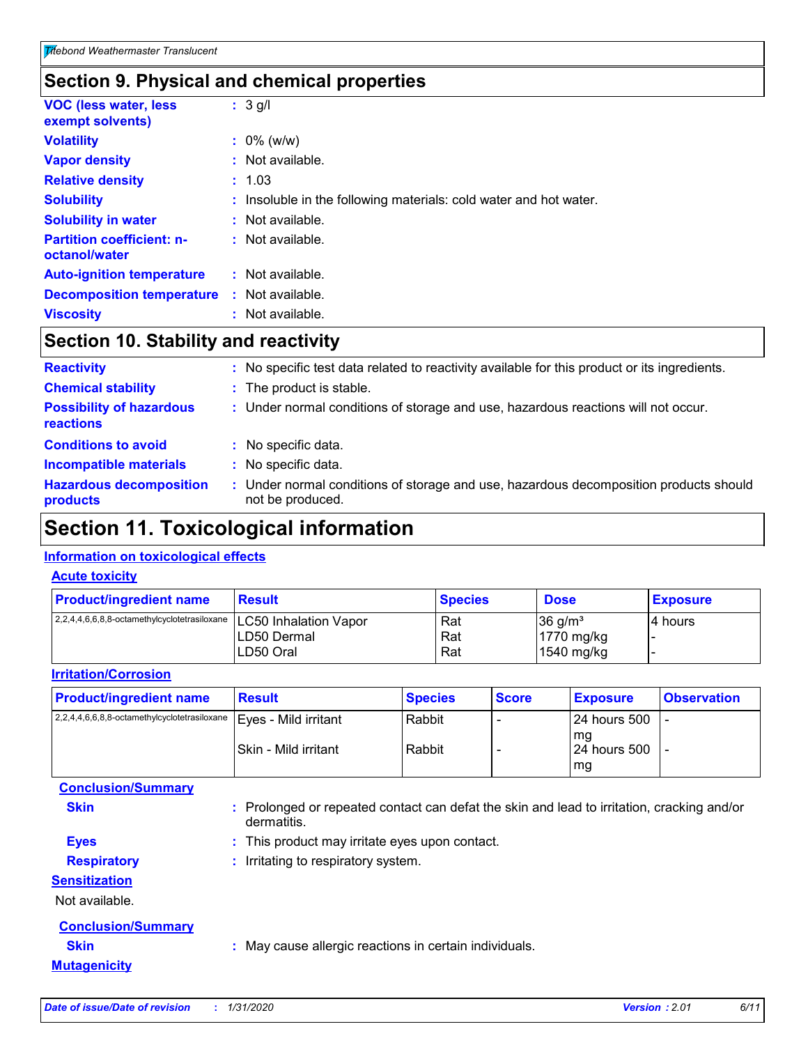## Section 9. Physical and chemical properties

**VOC (less water, less exempt solvents)** : 3 g/l

**Volatility** : 0% (w/w)

**Vapor density** : Not available.

**Relative density** : 1.03

**Solubility** : Insoluble in the following materials: cold water and hot water.

**Solubility in water** : Not available.

**Partition coefficient: n-octanol/water** : Not available.

**Auto-ignition temperature** : Not available.

**Decomposition temperature** : Not available.

**Viscosity** : Not available.

## Section 10. Stability and reactivity

**Reactivity** : No specific test data related to reactivity available for this product or its ingredients.

**Chemical stability** : The product is stable.

**Possibility of hazardous reactions** : Under normal conditions of storage and use, hazardous reactions will not occur.

**Conditions to avoid** : No specific data.

**Incompatible materials** : No specific data.

**Hazardous decomposition products** : Under normal conditions of storage and use, hazardous decomposition products should not be produced.

## Section 11. Toxicological information

### Information on toxicological effects

#### Acute toxicity

| Product/ingredient name | Result | Species | Dose | Exposure |
|---|---|---|---|---|
| 2,2,4,4,6,6,8,8-octamethylcyclotetrasiloxane | LC50 Inhalation Vapor | Rat | 36 g/m³ | 4 hours |
| | LD50 Dermal | Rat | 1770 mg/kg | - |
| | LD50 Oral | Rat | 1540 mg/kg | - |

#### Irritation/Corrosion

| Product/ingredient name | Result | Species | Score | Exposure | Observation |
|---|---|---|---|---|---|
| 2,2,4,4,6,6,8,8-octamethylcyclotetrasiloxane | Eyes - Mild irritant | Rabbit | - | 24 hours 500 mg | - |
| | Skin - Mild irritant | Rabbit | - | 24 hours 500 mg | - |

**Conclusion/Summary**

**Skin** : Prolonged or repeated contact can defat the skin and lead to irritation, cracking and/or dermatitis.

**Eyes** : This product may irritate eyes upon contact.

**Respiratory** : Irritating to respiratory system.

#### Sensitization

Not available.

**Conclusion/Summary**

**Skin** : May cause allergic reactions in certain individuals.

#### Mutagenicity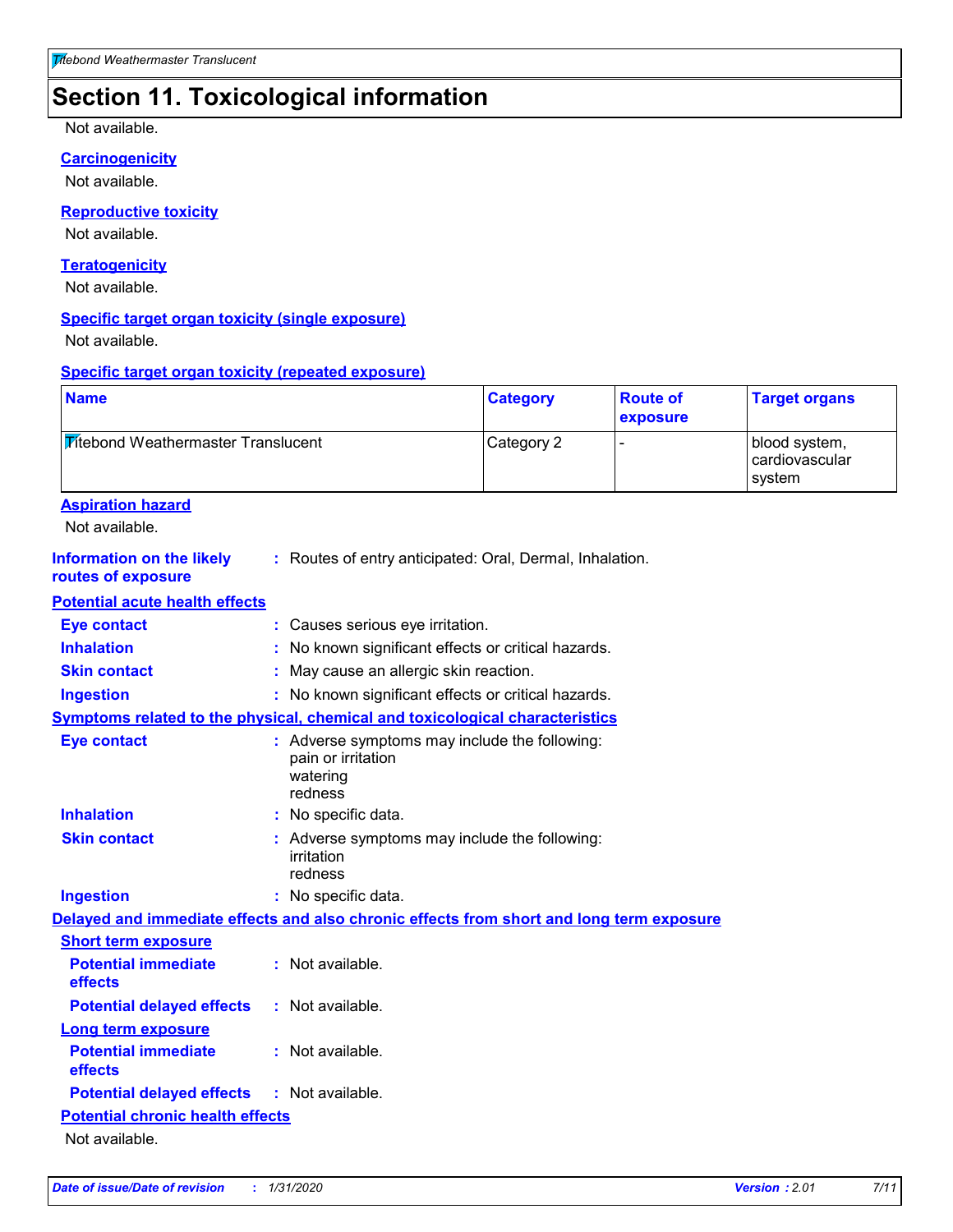## Section 11. Toxicological information

Not available.

**Carcinogenicity**

Not available.

**Reproductive toxicity**

Not available.

**Teratogenicity**

Not available.

**Specific target organ toxicity (single exposure)**

Not available.

**Specific target organ toxicity (repeated exposure)**

| Name | Category | Route of exposure | Target organs |
| --- | --- | --- | --- |
| Titebond Weathermaster Translucent | Category 2 | - | blood system, cardiovascular system |

**Aspiration hazard**

Not available.

**Information on the likely routes of exposure** : Routes of entry anticipated: Oral, Dermal, Inhalation.

**Potential acute health effects**

**Eye contact** : Causes serious eye irritation.

**Inhalation** : No known significant effects or critical hazards.

**Skin contact** : May cause an allergic skin reaction.

**Ingestion** : No known significant effects or critical hazards.

**Symptoms related to the physical, chemical and toxicological characteristics**

**Eye contact** : Adverse symptoms may include the following:
pain or irritation
watering
redness

**Inhalation** : No specific data.

**Skin contact** : Adverse symptoms may include the following:
irritation
redness

**Ingestion** : No specific data.

**Delayed and immediate effects and also chronic effects from short and long term exposure**

**Short term exposure**

**Potential immediate effects** : Not available.

**Potential delayed effects** : Not available.

**Long term exposure**

**Potential immediate effects** : Not available.

**Potential delayed effects** : Not available.

**Potential chronic health effects**

Not available.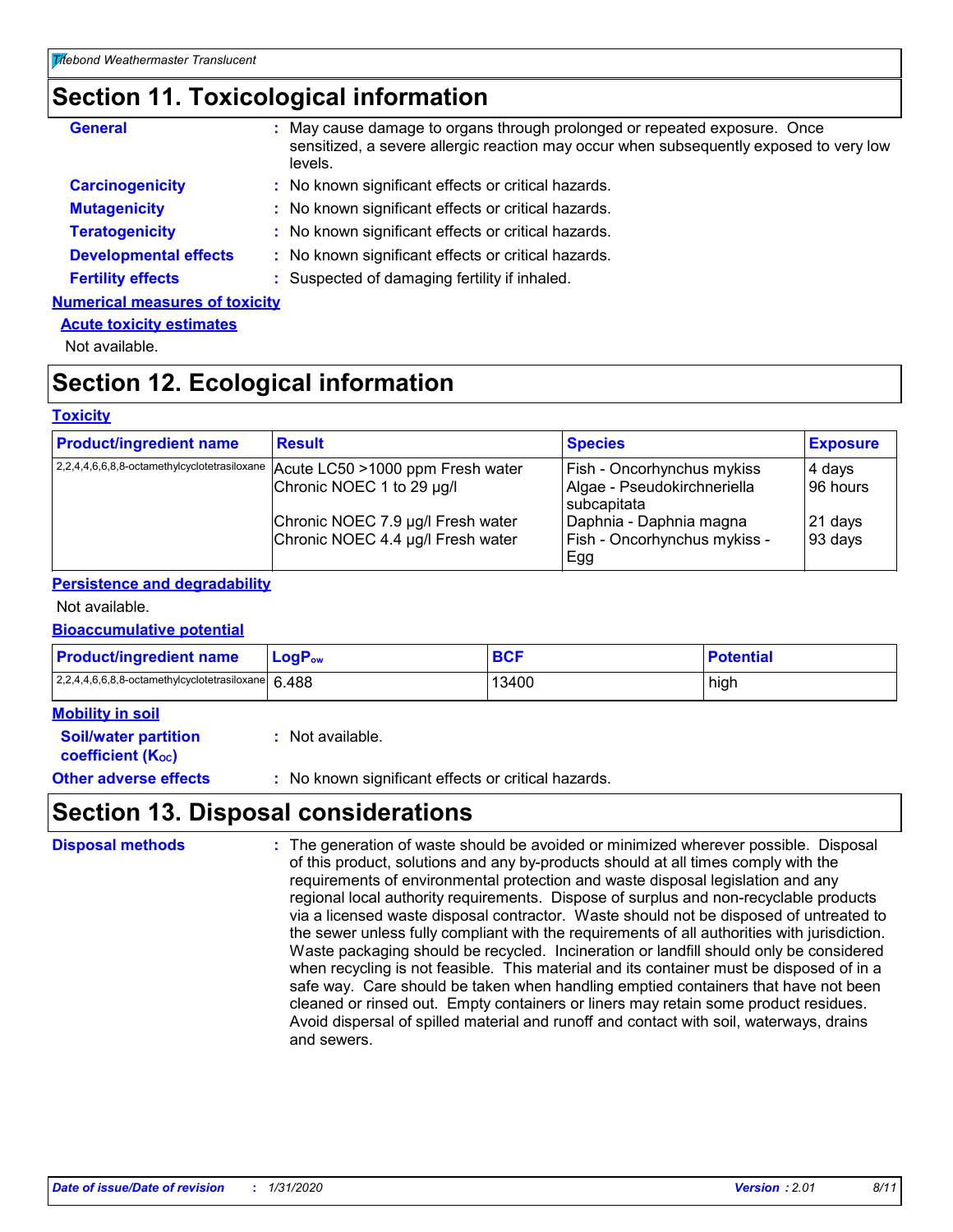# Section 11. Toxicological information

**General** : May cause damage to organs through prolonged or repeated exposure. Once sensitized, a severe allergic reaction may occur when subsequently exposed to very low levels.

**Carcinogenicity** : No known significant effects or critical hazards.

**Mutagenicity** : No known significant effects or critical hazards.

**Teratogenicity** : No known significant effects or critical hazards.

**Developmental effects** : No known significant effects or critical hazards.

**Fertility effects** : Suspected of damaging fertility if inhaled.

### Numerical measures of toxicity

#### Acute toxicity estimates

Not available.

# Section 12. Ecological information

### Toxicity

| Product/ingredient name | Result | Species | Exposure |
|---|---|---|---|
| 2,2,4,4,6,6,8,8-octamethylcyclotetrasiloxane | Acute LC50 >1000 ppm Fresh water | Fish - Oncorhynchus mykiss | 4 days |
| | Chronic NOEC 1 to 29 µg/l | Algae - Pseudokirchneriella subcapitata | 96 hours |
| | Chronic NOEC 7.9 µg/l Fresh water | Daphnia - Daphnia magna | 21 days |
| | Chronic NOEC 4.4 µg/l Fresh water | Fish - Oncorhynchus mykiss - Egg | 93 days |

### Persistence and degradability

Not available.

### Bioaccumulative potential

| Product/ingredient name | $LogP_{ow}$ | BCF | Potential |
|---|---|---|---|
| 2,2,4,4,6,6,8,8-octamethylcyclotetrasiloxane | 6.488 | 13400 | high |

### Mobility in soil

**Soil/water partition coefficient ($K_{OC}$)** : Not available.

**Other adverse effects** : No known significant effects or critical hazards.

# Section 13. Disposal considerations

**Disposal methods** : The generation of waste should be avoided or minimized wherever possible. Disposal of this product, solutions and any by-products should at all times comply with the requirements of environmental protection and waste disposal legislation and any regional local authority requirements. Dispose of surplus and non-recyclable products via a licensed waste disposal contractor. Waste should not be disposed of untreated to the sewer unless fully compliant with the requirements of all authorities with jurisdiction. Waste packaging should be recycled. Incineration or landfill should only be considered when recycling is not feasible. This material and its container must be disposed of in a safe way. Care should be taken when handling emptied containers that have not been cleaned or rinsed out. Empty containers or liners may retain some product residues. Avoid dispersal of spilled material and runoff and contact with soil, waterways, drains and sewers.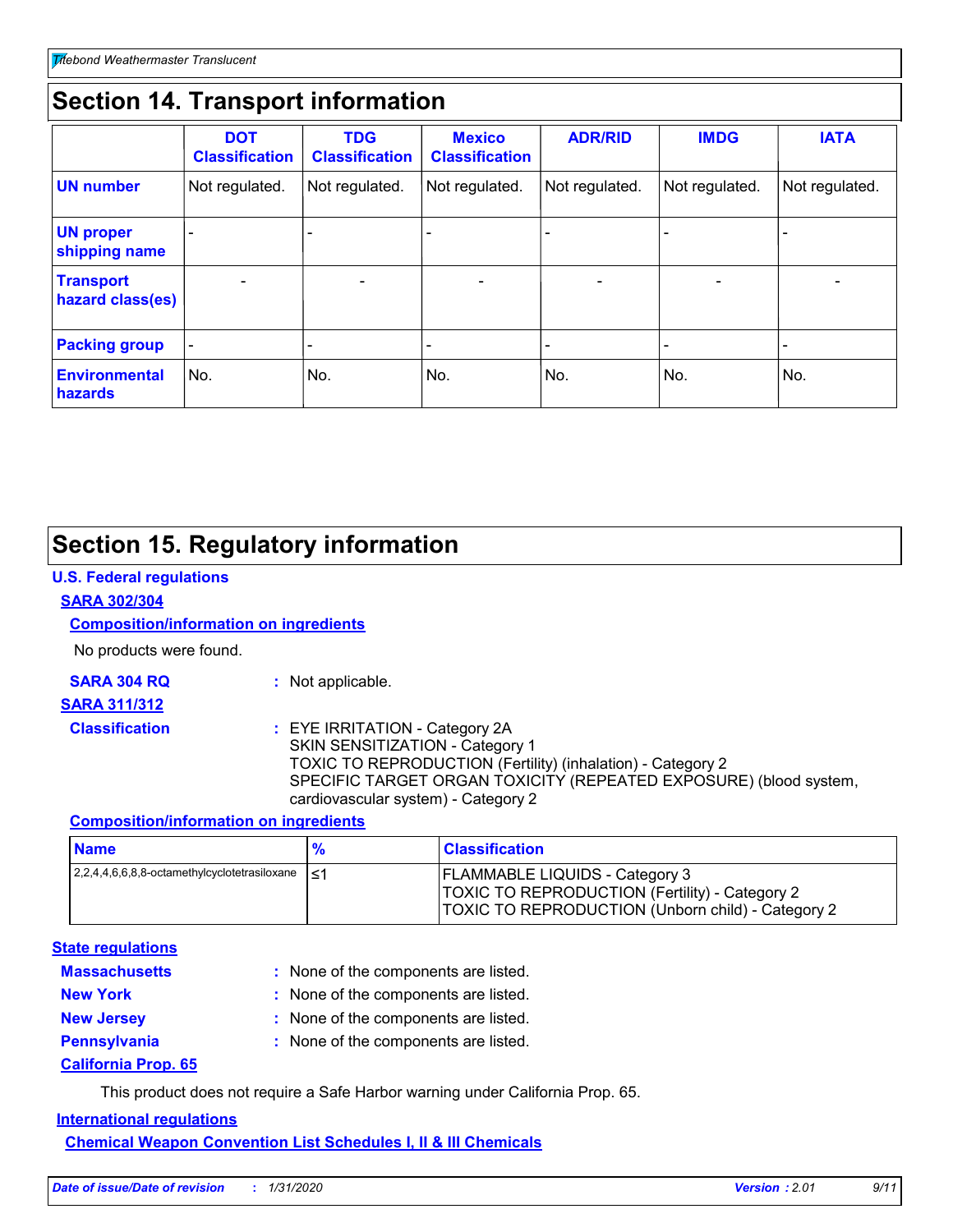## Section 14. Transport information

| | DOT Classification | TDG Classification | Mexico Classification | ADR/RID | IMDG | IATA |
|---|---|---|---|---|---|---|
| **UN number** | Not regulated. | Not regulated. | Not regulated. | Not regulated. | Not regulated. | Not regulated. |
| **UN proper shipping name** | - | - | - | - | - | - |
| **Transport hazard class(es)** | - | - | - | - | - | - |
| **Packing group** | - | - | - | - | - | - |
| **Environmental hazards** | No. | No. | No. | No. | No. | No. |

## Section 15. Regulatory information

### U.S. Federal regulations

**SARA 302/304**

**Composition/information on ingredients**

No products were found.

**SARA 304 RQ** : Not applicable.

**SARA 311/312**

**Classification** : EYE IRRITATION - Category 2A
SKIN SENSITIZATION - Category 1
TOXIC TO REPRODUCTION (Fertility) (inhalation) - Category 2
SPECIFIC TARGET ORGAN TOXICITY (REPEATED EXPOSURE) (blood system, cardiovascular system) - Category 2

**Composition/information on ingredients**

| Name | % | Classification |
|---|---|---|
| 2,2,4,4,6,6,8,8-octamethylcyclotetrasiloxane | ≤1 | FLAMMABLE LIQUIDS - Category 3<br>TOXIC TO REPRODUCTION (Fertility) - Category 2<br>TOXIC TO REPRODUCTION (Unborn child) - Category 2 |

### State regulations

**Massachusetts** : None of the components are listed.

**New York** : None of the components are listed.

**New Jersey** : None of the components are listed.

**Pennsylvania** : None of the components are listed.

**California Prop. 65**

This product does not require a Safe Harbor warning under California Prop. 65.

### International regulations

**Chemical Weapon Convention List Schedules I, II & III Chemicals**

*Date of issue/Date of revision : 1/31/2020* *Version : 2.01*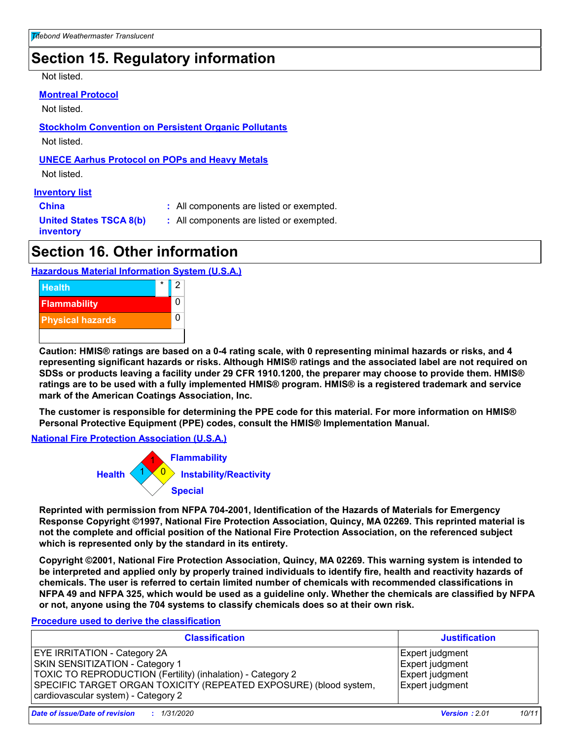## Section 15. Regulatory information

Not listed.

**Montreal Protocol**

Not listed.

**Stockholm Convention on Persistent Organic Pollutants**

Not listed.

**UNECE Aarhus Protocol on POPs and Heavy Metals**

Not listed.

**Inventory list**

**China** : All components are listed or exempted.

**United States TSCA 8(b) inventory** : All components are listed or exempted.

## Section 16. Other information

**Hazardous Material Information System (U.S.A.)**

| | | |
|---|---|---|
| Health | * | 2 |
| Flammability | | 0 |
| Physical hazards | | 0 |

**Caution: HMIS® ratings are based on a 0-4 rating scale, with 0 representing minimal hazards or risks, and 4 representing significant hazards or risks. Although HMIS® ratings and the associated label are not required on SDSs or products leaving a facility under 29 CFR 1910.1200, the preparer may choose to provide them. HMIS® ratings are to be used with a fully implemented HMIS® program. HMIS® is a registered trademark and service mark of the American Coatings Association, Inc.**

**The customer is responsible for determining the PPE code for this material. For more information on HMIS® Personal Protective Equipment (PPE) codes, consult the HMIS® Implementation Manual.**

**National Fire Protection Association (U.S.A.)**

Flammability: 1

Health: 1

Instability/Reactivity: 0

Special:

**Reprinted with permission from NFPA 704-2001, Identification of the Hazards of Materials for Emergency Response Copyright ©1997, National Fire Protection Association, Quincy, MA 02269. This reprinted material is not the complete and official position of the National Fire Protection Association, on the referenced subject which is represented only by the standard in its entirety.**

**Copyright ©2001, National Fire Protection Association, Quincy, MA 02269. This warning system is intended to be interpreted and applied only by properly trained individuals to identify fire, health and reactivity hazards of chemicals. The user is referred to certain limited number of chemicals with recommended classifications in NFPA 49 and NFPA 325, which would be used as a guideline only. Whether the chemicals are classified by NFPA or not, anyone using the 704 systems to classify chemicals does so at their own risk.**

**Procedure used to derive the classification**

| Classification | Justification |
|---|---|
| EYE IRRITATION - Category 2A | Expert judgment |
| SKIN SENSITIZATION - Category 1 | Expert judgment |
| TOXIC TO REPRODUCTION (Fertility) (inhalation) - Category 2 | Expert judgment |
| SPECIFIC TARGET ORGAN TOXICITY (REPEATED EXPOSURE) (blood system, cardiovascular system) - Category 2 | Expert judgment |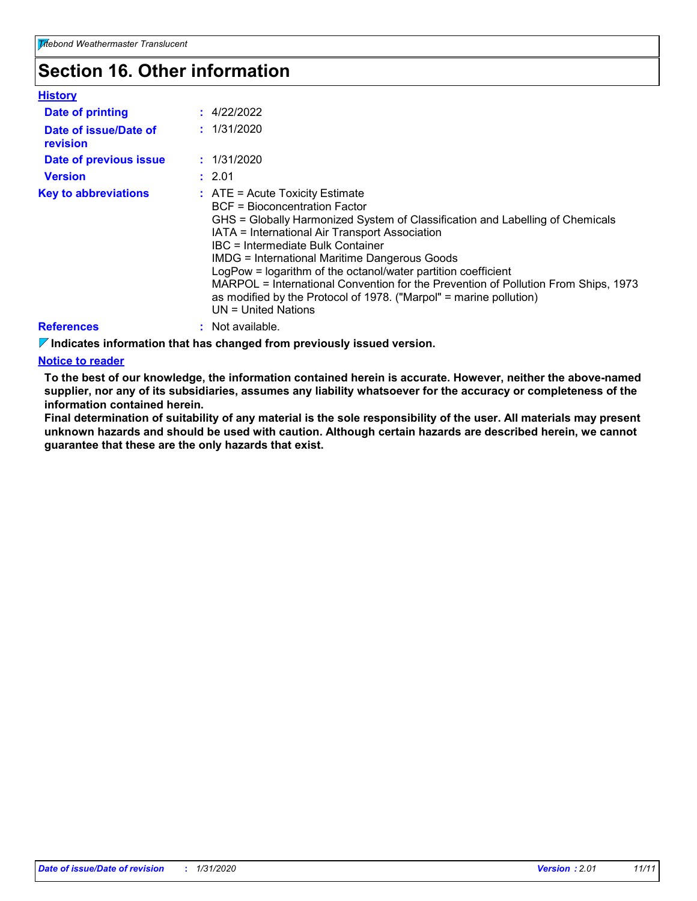# Section 16. Other information

**History**

**Date of printing** : 4/22/2022

**Date of issue/Date of revision** : 1/31/2020

**Date of previous issue** : 1/31/2020

**Version** : 2.01

**Key to abbreviations** : ATE = Acute Toxicity Estimate
BCF = Bioconcentration Factor
GHS = Globally Harmonized System of Classification and Labelling of Chemicals
IATA = International Air Transport Association
IBC = Intermediate Bulk Container
IMDG = International Maritime Dangerous Goods
LogPow = logarithm of the octanol/water partition coefficient
MARPOL = International Convention for the Prevention of Pollution From Ships, 1973 as modified by the Protocol of 1978. ("Marpol" = marine pollution)
UN = United Nations

**References** : Not available.

**Indicates information that has changed from previously issued version.**

**Notice to reader**

**To the best of our knowledge, the information contained herein is accurate. However, neither the above-named supplier, nor any of its subsidiaries, assumes any liability whatsoever for the accuracy or completeness of the information contained herein.**
**Final determination of suitability of any material is the sole responsibility of the user. All materials may present unknown hazards and should be used with caution. Although certain hazards are described herein, we cannot guarantee that these are the only hazards that exist.**